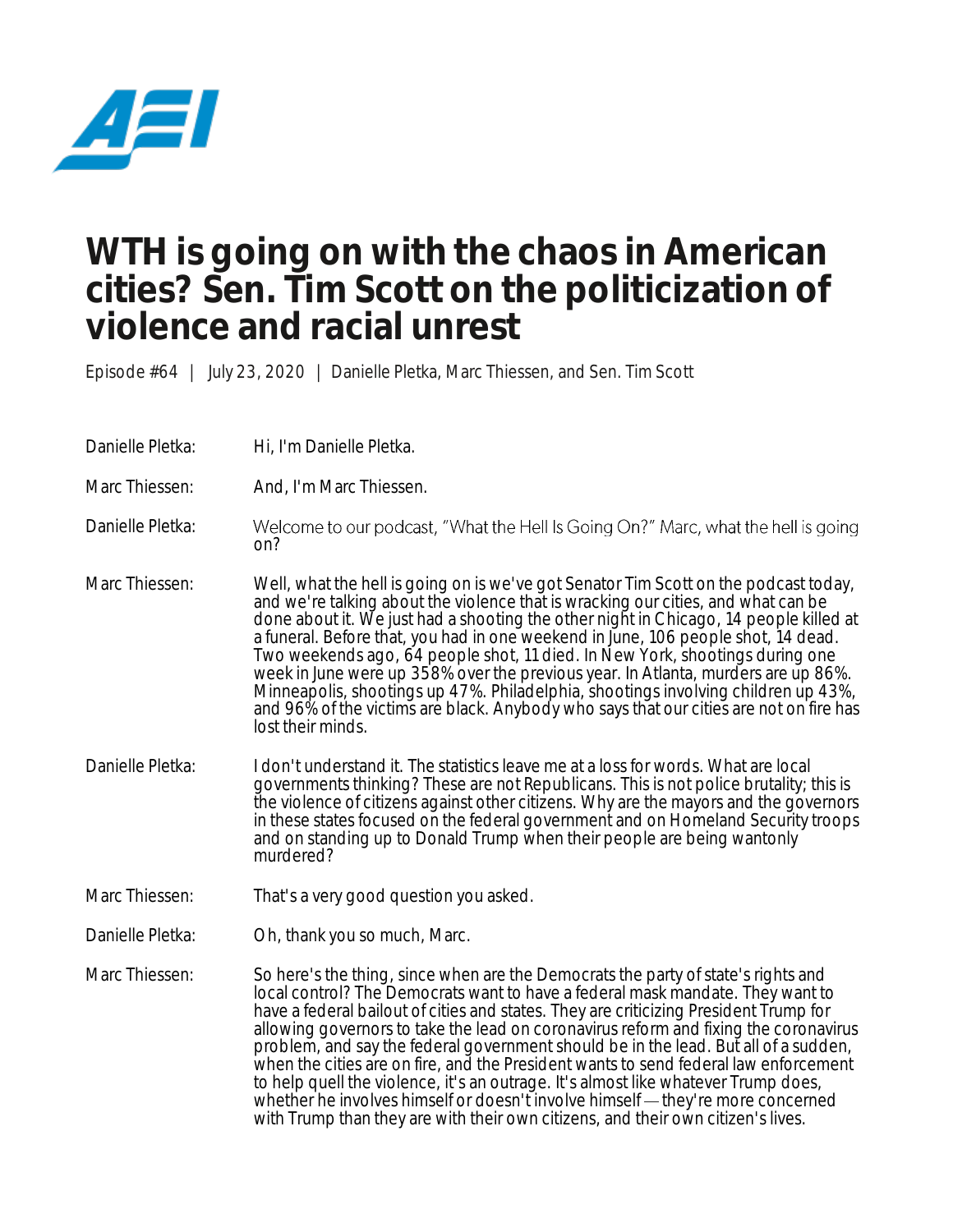# WTH is going on with the chaos in American cities? Sen. Tim Scott on the politicization of violence and racial unrest

Episode #64 | July 23, 2020 | Danielle Pletka, Marc Thiessen, and Sen. Tim Scott

Danielle Pletka: Hi, I'm Danielle Pletka.

Marc Thiessen: And, I'm Marc Thiessen.

Danielle Pletka: Welcome to our podcast, "What the Hell Is Going On?" Marc, what the hell is going on?

Marc Thiessen: Well, what the hell is going on is we've got Senator Tim Scott on the podcast today, and we're talking about the violence that is wracking our cities, and what can be done about it. We just had a shooting the other night in Chicago, 14 people killed at a funeral. Before that, you had in one weekend in June, 106 people shot, 14 dead. Two weekends ago, 64 people shot, 11 died. In New York, shootings during one week in June were up 358% over the previous year. In Atlanta, murders are up 86%. Minneapolis, shootings up 47%. Philadelphia, shootings involving children up 43%, and 96% of the victims are black. Anybody who says that our cities are not on fire has lost their minds.

Danielle Pletka: I don't understand it. The statistics leave me at a loss for words. What are local governments thinking? These are not Republicans. This is not police brutality; this is the violence of citizens against other citizens. Why are the mayors and the governors in these states focused on the federal government and on Homeland Security troops and on standing up to Donald Trump when their people are being wantonly murdered?

Marc Thiessen: That's a very good question you asked.

Danielle Pletka: Oh, thank you so much, Marc.

Marc Thiessen: So here's the thing, since when are the Democrats the party of state's rights and local control? The Democrats want to have a federal mask mandate. They want to have a federal bailout of cities and states. They are criticizing President Trump for allowing governors to take the lead on coronavirus reform and fixing the coronavirus problem, and say the federal government should be in the lead. But all of a sudden, when the cities are on fire, and the President wants to send federal law enforcement to help quell the violence, it's an outrage. It's almost like whatever Trump does, whether he involves himself or doesn't involve himself — they're more concerned with Trump than they are with their own citizens, and their own citizen's lives.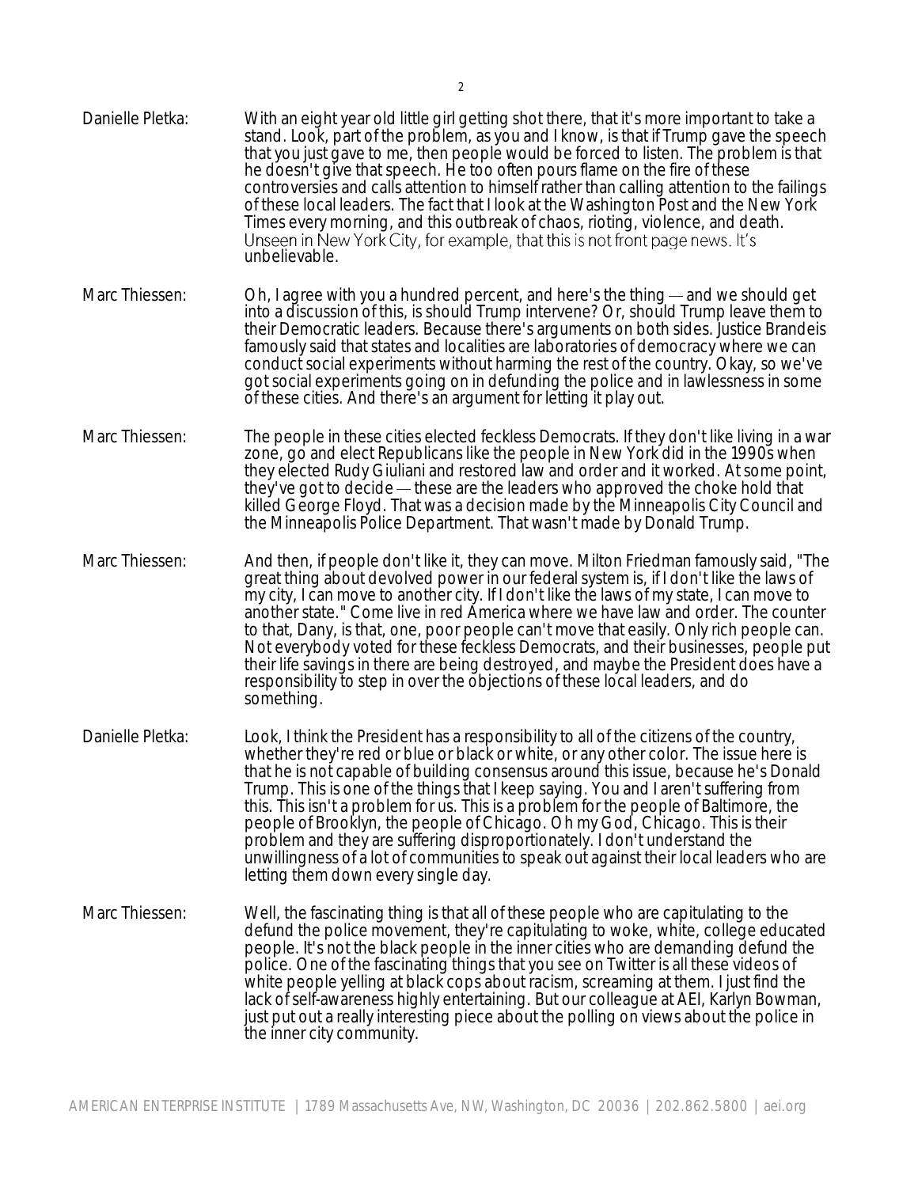Danielle Pletka: With an eight year old little girl getting shot there, that it's more important to take a stand. Look, part of the problem, as you and I know, is that if Trump gave the speech that you just gave to me, then people would be forced to listen. The problem is that he doesn't give that speech. He too often pours flame on the fire of these controversies and calls attention to himself rather than calling attention to the failings of these local leaders. The fact that I look at the Washington Post and the New York Times every morning, and this outbreak of chaos, rioting, violence, and death. Unseen in New York City, for example, that this is not front page news. It's unbelievable.

Marc Thiessen: Oh, I agree with you a hundred percent, and here's the thing — and we should get into a discussion of this, is should Trump intervene? Or, should Trump leave them to their Democratic leaders. Because there's arguments on both sides. Justice Brandeis famously said that states and localities are laboratories of democracy where we can conduct social experiments without harming the rest of the country. Okay, so we've got social experiments going on in defunding the police and in lawlessness in some of these cities. And there's an argument for letting it play out.

Marc Thiessen: The people in these cities elected feckless Democrats. If they don't like living in a war zone, go and elect Republicans like the people in New York did in the 1990s when they elected Rudy Giuliani and restored law and order and it worked. At some point, they've got to decide — these are the leaders who approved the choke hold that killed George Floyd. That was a decision made by the Minneapolis City Council and the Minneapolis Police Department. That wasn't made by Donald Trump.

Marc Thiessen: And then, if people don't like it, they can move. Milton Friedman famously said, "The great thing about devolved power in our federal system is, if I don't like the laws of my city, I can move to another city. If I don't like the laws of my state, I can move to another state." Come live in red America where we have law and order. The counter to that, Dany, is that, one, poor people can't move that easily. Only rich people can. Not everybody voted for these feckless Democrats, and their businesses, people put their life savings in there are being destroyed, and maybe the President does have a responsibility to step in over the objections of these local leaders, and do something.

Danielle Pletka: Look, I think the President has a responsibility to all of the citizens of the country, whether they're red or blue or black or white, or any other color. The issue here is that he is not capable of building consensus around this issue, because he's Donald Trump. This is one of the things that I keep saying. You and I aren't suffering from this. This isn't a problem for us. This is a problem for the people of Baltimore, the people of Brooklyn, the people of Chicago. Oh my God, Chicago. This is their problem and they are suffering disproportionately. I don't understand the unwillingness of a lot of communities to speak out against their local leaders who are letting them down every single day.

Marc Thiessen: Well, the fascinating thing is that all of these people who are capitulating to the defund the police movement, they're capitulating to woke, white, college educated people. It's not the black people in the inner cities who are demanding defund the police. One of the fascinating things that you see on Twitter is all these videos of white people yelling at black cops about racism, screaming at them. I just find the lack of self-awareness highly entertaining. But our colleague at AEI, Karlyn Bowman, just put out a really interesting piece about the polling on views about the police in the inner city community.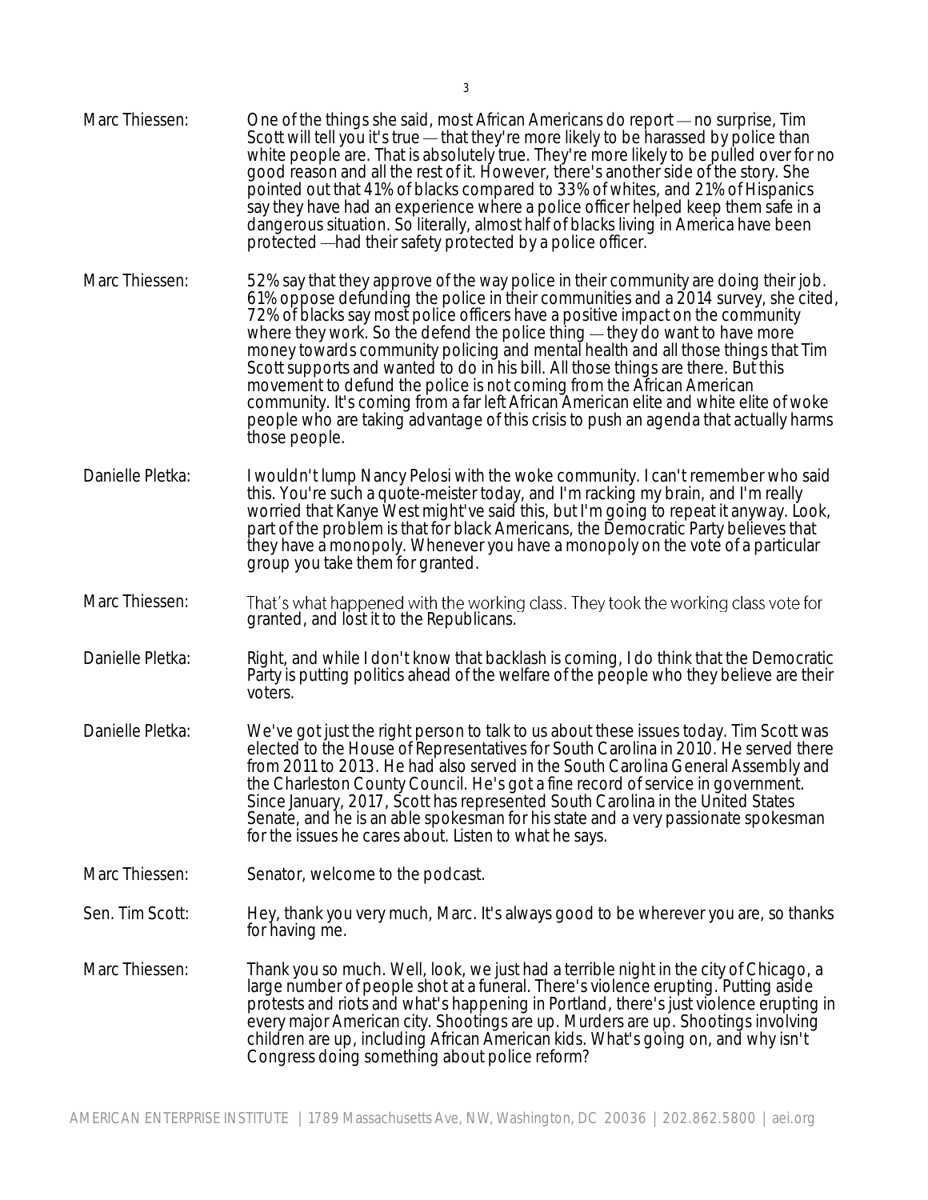**Marc Thiessen:** One of the things she said, most African Americans do report — no surprise, Tim Scott will tell you it's true — that they're more likely to be harassed by police than white people are. That is absolutely true. They're more likely to be pulled over for no good reason and all the rest of it. However, there's another side of the story. She pointed out that 41% of blacks compared to 33% of whites, and 21% of Hispanics say they have had an experience where a police officer helped keep them safe in a dangerous situation. So literally, almost half of blacks living in America have been protected —had their safety protected by a police officer.

**Marc Thiessen:** 52% say that they approve of the way police in their community are doing their job. 61% oppose defunding the police in their communities and a 2014 survey, she cited, 72% of blacks say most police officers have a positive impact on the community where they work. So the defend the police thing — they do want to have more money towards community policing and mental health and all those things that Tim Scott supports and wanted to do in his bill. All those things are there. But this movement to defund the police is not coming from the African American community. It's coming from a far left African American elite and white elite of woke people who are taking advantage of this crisis to push an agenda that actually harms those people.

**Danielle Pletka:** I wouldn't lump Nancy Pelosi with the woke community. I can't remember who said this. You're such a quote-meister today, and I'm racking my brain, and I'm really worried that Kanye West might've said this, but I'm going to repeat it anyway. Look, part of the problem is that for black Americans, the Democratic Party believes that they have a monopoly. Whenever you have a monopoly on the vote of a particular group you take them for granted.

**Marc Thiessen:** That's what happened with the working class. They took the working class vote for granted, and lost it to the Republicans.

**Danielle Pletka:** Right, and while I don't know that backlash is coming, I do think that the Democratic Party is putting politics ahead of the welfare of the people who they believe are their voters.

**Danielle Pletka:** We've got just the right person to talk to us about these issues today. Tim Scott was elected to the House of Representatives for South Carolina in 2010. He served there from 2011 to 2013. He had also served in the South Carolina General Assembly and the Charleston County Council. He's got a fine record of service in government. Since January, 2017, Scott has represented South Carolina in the United States Senate, and he is an able spokesman for his state and a very passionate spokesman for the issues he cares about. Listen to what he says.

**Marc Thiessen:** Senator, welcome to the podcast.

**Sen. Tim Scott:** Hey, thank you very much, Marc. It's always good to be wherever you are, so thanks for having me.

**Marc Thiessen:** Thank you so much. Well, look, we just had a terrible night in the city of Chicago, a large number of people shot at a funeral. There's violence erupting. Putting aside protests and riots and what's happening in Portland, there's just violence erupting in every major American city. Shootings are up. Murders are up. Shootings involving children are up, including African American kids. What's going on, and why isn't Congress doing something about police reform?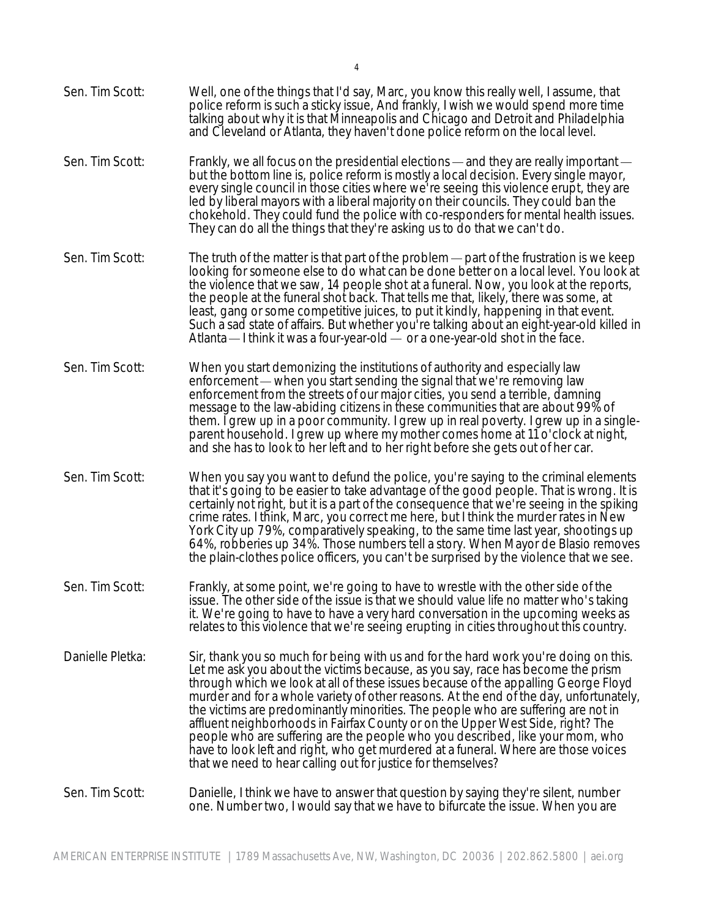**Sen. Tim Scott:** Well, one of the things that I'd say, Marc, you know this really well, I assume, that police reform is such a sticky issue, And frankly, I wish we would spend more time talking about why it is that Minneapolis and Chicago and Detroit and Philadelphia and Cleveland or Atlanta, they haven't done police reform on the local level.

**Sen. Tim Scott:** Frankly, we all focus on the presidential elections — and they are really important — but the bottom line is, police reform is mostly a local decision. Every single mayor, every single council in those cities where we're seeing this violence erupt, they are led by liberal mayors with a liberal majority on their councils. They could ban the chokehold. They could fund the police with co-responders for mental health issues. They can do all the things that they're asking us to do that we can't do.

**Sen. Tim Scott:** The truth of the matter is that part of the problem — part of the frustration is we keep looking for someone else to do what can be done better on a local level. You look at the violence that we saw, 14 people shot at a funeral. Now, you look at the reports, the people at the funeral shot back. That tells me that, likely, there was some, at least, gang or some competitive juices, to put it kindly, happening in that event. Such a sad state of affairs. But whether you're talking about an eight-year-old killed in Atlanta — I think it was a four-year-old — or a one-year-old shot in the face.

**Sen. Tim Scott:** When you start demonizing the institutions of authority and especially law enforcement — when you start sending the signal that we're removing law enforcement from the streets of our major cities, you send a terrible, damning message to the law-abiding citizens in these communities that are about 99% of them. I grew up in a poor community. I grew up in real poverty. I grew up in a single-parent household. I grew up where my mother comes home at 11 o'clock at night, and she has to look to her left and to her right before she gets out of her car.

**Sen. Tim Scott:** When you say you want to defund the police, you're saying to the criminal elements that it's going to be easier to take advantage of the good people. That is wrong. It is certainly not right, but it is a part of the consequence that we're seeing in the spiking crime rates. I think, Marc, you correct me here, but I think the murder rates in New York City up 79%, comparatively speaking, to the same time last year, shootings up 64%, robberies up 34%. Those numbers tell a story. When Mayor de Blasio removes the plain-clothes police officers, you can't be surprised by the violence that we see.

**Sen. Tim Scott:** Frankly, at some point, we're going to have to wrestle with the other side of the issue. The other side of the issue is that we should value life no matter who's taking it. We're going to have to have a very hard conversation in the upcoming weeks as relates to this violence that we're seeing erupting in cities throughout this country.

**Danielle Pletka:** Sir, thank you so much for being with us and for the hard work you're doing on this. Let me ask you about the victims because, as you say, race has become the prism through which we look at all of these issues because of the appalling George Floyd murder and for a whole variety of other reasons. At the end of the day, unfortunately, the victims are predominantly minorities. The people who are suffering are not in affluent neighborhoods in Fairfax County or on the Upper West Side, right? The people who are suffering are the people who you described, like your mom, who have to look left and right, who get murdered at a funeral. Where are those voices that we need to hear calling out for justice for themselves?

**Sen. Tim Scott:** Danielle, I think we have to answer that question by saying they're silent, number one. Number two, I would say that we have to bifurcate the issue. When you are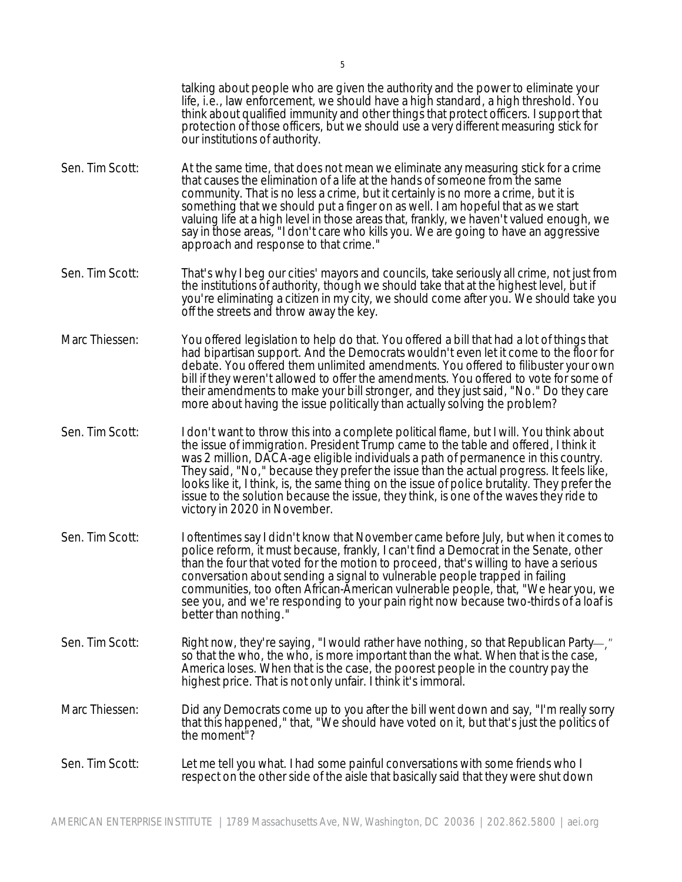talking about people who are given the authority and the power to eliminate your life, i.e., law enforcement, we should have a high standard, a high threshold. You think about qualified immunity and other things that protect officers. I support that protection of those officers, but we should use a very different measuring stick for our institutions of authority.

Sen. Tim Scott: At the same time, that does not mean we eliminate any measuring stick for a crime that causes the elimination of a life at the hands of someone from the same community. That is no less a crime, but it certainly is no more a crime, but it is something that we should put a finger on as well. I am hopeful that as we start valuing life at a high level in those areas that, frankly, we haven't valued enough, we say in those areas, "I don't care who kills you. We are going to have an aggressive approach and response to that crime."

Sen. Tim Scott: That's why I beg our cities' mayors and councils, take seriously all crime, not just from the institutions of authority, though we should take that at the highest level, but if you're eliminating a citizen in my city, we should come after you. We should take you off the streets and throw away the key.

Marc Thiessen: You offered legislation to help do that. You offered a bill that had a lot of things that had bipartisan support. And the Democrats wouldn't even let it come to the floor for debate. You offered them unlimited amendments. You offered to filibuster your own bill if they weren't allowed to offer the amendments. You offered to vote for some of their amendments to make your bill stronger, and they just said, "No." Do they care more about having the issue politically than actually solving the problem?

Sen. Tim Scott: I don't want to throw this into a complete political flame, but I will. You think about the issue of immigration. President Trump came to the table and offered, I think it was 2 million, DACA-age eligible individuals a path of permanence in this country. They said, "No," because they prefer the issue than the actual progress. It feels like, looks like it, I think, is, the same thing on the issue of police brutality. They prefer the issue to the solution because the issue, they think, is one of the waves they ride to victory in 2020 in November.

Sen. Tim Scott: I oftentimes say I didn't know that November came before July, but when it comes to police reform, it must because, frankly, I can't find a Democrat in the Senate, other than the four that voted for the motion to proceed, that's willing to have a serious conversation about sending a signal to vulnerable people trapped in failing communities, too often African-American vulnerable people, that, "We hear you, we see you, and we're responding to your pain right now because two-thirds of a loaf is better than nothing."

Sen. Tim Scott: Right now, they're saying, "I would rather have nothing, so that Republican Party—," so that the who, the who, is more important than the what. When that is the case, America loses. When that is the case, the poorest people in the country pay the highest price. That is not only unfair. I think it's immoral.

Marc Thiessen: Did any Democrats come up to you after the bill went down and say, "I'm really sorry that this happened," that, "We should have voted on it, but that's just the politics of the moment"?

Sen. Tim Scott: Let me tell you what. I had some painful conversations with some friends who I respect on the other side of the aisle that basically said that they were shut down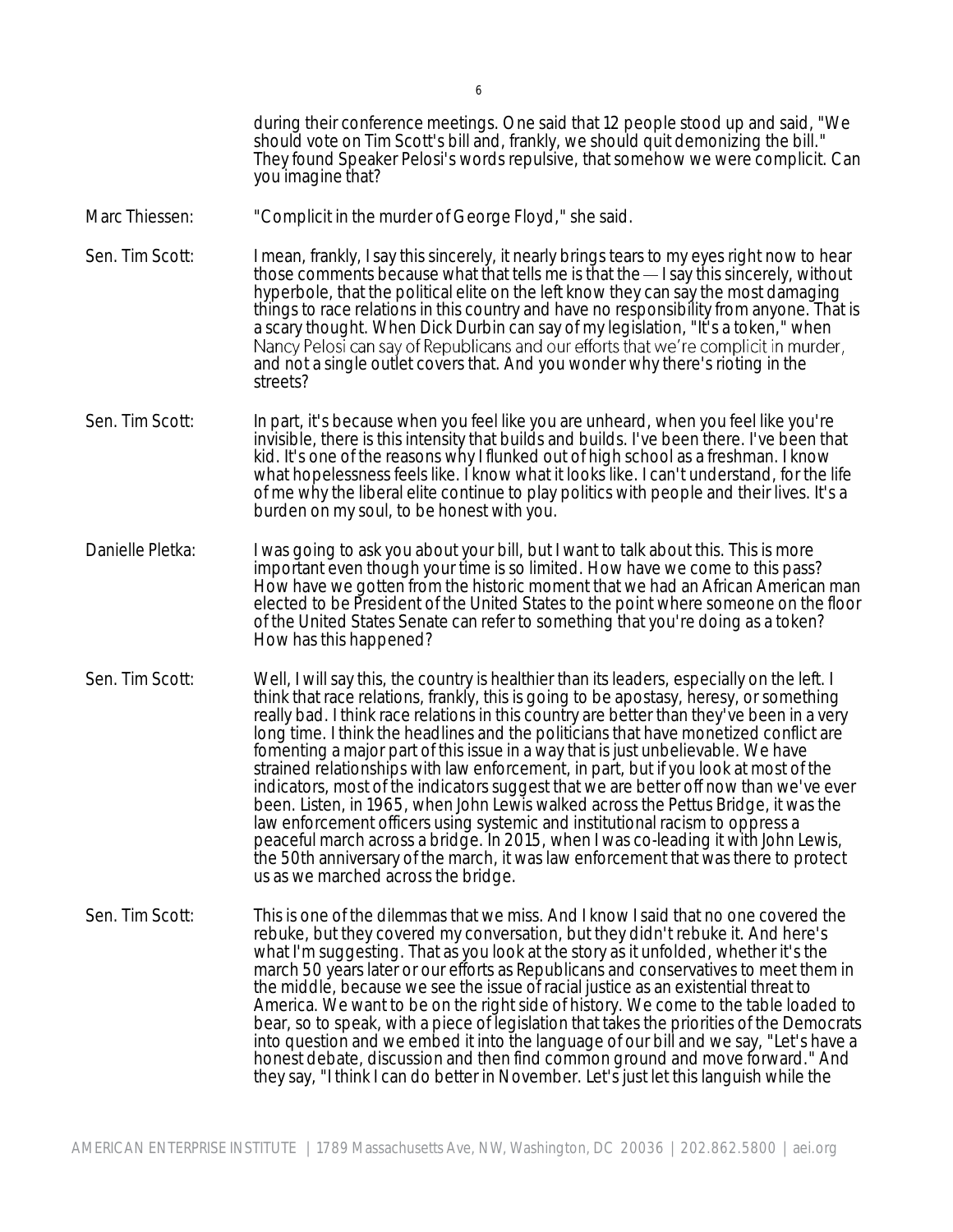during their conference meetings. One said that 12 people stood up and said, "We should vote on Tim Scott's bill and, frankly, we should quit demonizing the bill." They found Speaker Pelosi's words repulsive, that somehow we were complicit. Can you imagine that?

**Marc Thiessen:** "Complicit in the murder of George Floyd," she said.

**Sen. Tim Scott:** I mean, frankly, I say this sincerely, it nearly brings tears to my eyes right now to hear those comments because what that tells me is that the — I say this sincerely, without hyperbole, that the political elite on the left know they can say the most damaging things to race relations in this country and have no responsibility from anyone. That is a scary thought. When Dick Durbin can say of my legislation, "It's a token," when Nancy Pelosi can say of Republicans and our efforts that we're complicit in murder, and not a single outlet covers that. And you wonder why there's rioting in the streets?

**Sen. Tim Scott:** In part, it's because when you feel like you are unheard, when you feel like you're invisible, there is this intensity that builds and builds. I've been there. I've been that kid. It's one of the reasons why I flunked out of high school as a freshman. I know what hopelessness feels like. I know what it looks like. I can't understand, for the life of me why the liberal elite continue to play politics with people and their lives. It's a burden on my soul, to be honest with you.

**Danielle Pletka:** I was going to ask you about your bill, but I want to talk about this. This is more important even though your time is so limited. How have we come to this pass? How have we gotten from the historic moment that we had an African American man elected to be President of the United States to the point where someone on the floor of the United States Senate can refer to something that you're doing as a token? How has this happened?

**Sen. Tim Scott:** Well, I will say this, the country is healthier than its leaders, especially on the left. I think that race relations, frankly, this is going to be apostasy, heresy, or something really bad. I think race relations in this country are better than they've been in a very long time. I think the headlines and the politicians that have monetized conflict are fomenting a major part of this issue in a way that is just unbelievable. We have strained relationships with law enforcement, in part, but if you look at most of the indicators, most of the indicators suggest that we are better off now than we've ever been. Listen, in 1965, when John Lewis walked across the Pettus Bridge, it was the law enforcement officers using systemic and institutional racism to oppress a peaceful march across a bridge. In 2015, when I was co-leading it with John Lewis, the 50th anniversary of the march, it was law enforcement that was there to protect us as we marched across the bridge.

**Sen. Tim Scott:** This is one of the dilemmas that we miss. And I know I said that no one covered the rebuke, but they covered my conversation, but they didn't rebuke it. And here's what I'm suggesting. That as you look at the story as it unfolded, whether it's the march 50 years later or our efforts as Republicans and conservatives to meet them in the middle, because we see the issue of racial justice as an existential threat to America. We want to be on the right side of history. We come to the table loaded to bear, so to speak, with a piece of legislation that takes the priorities of the Democrats into question and we embed it into the language of our bill and we say, "Let's have a honest debate, discussion and then find common ground and move forward." And they say, "I think I can do better in November. Let's just let this languish while the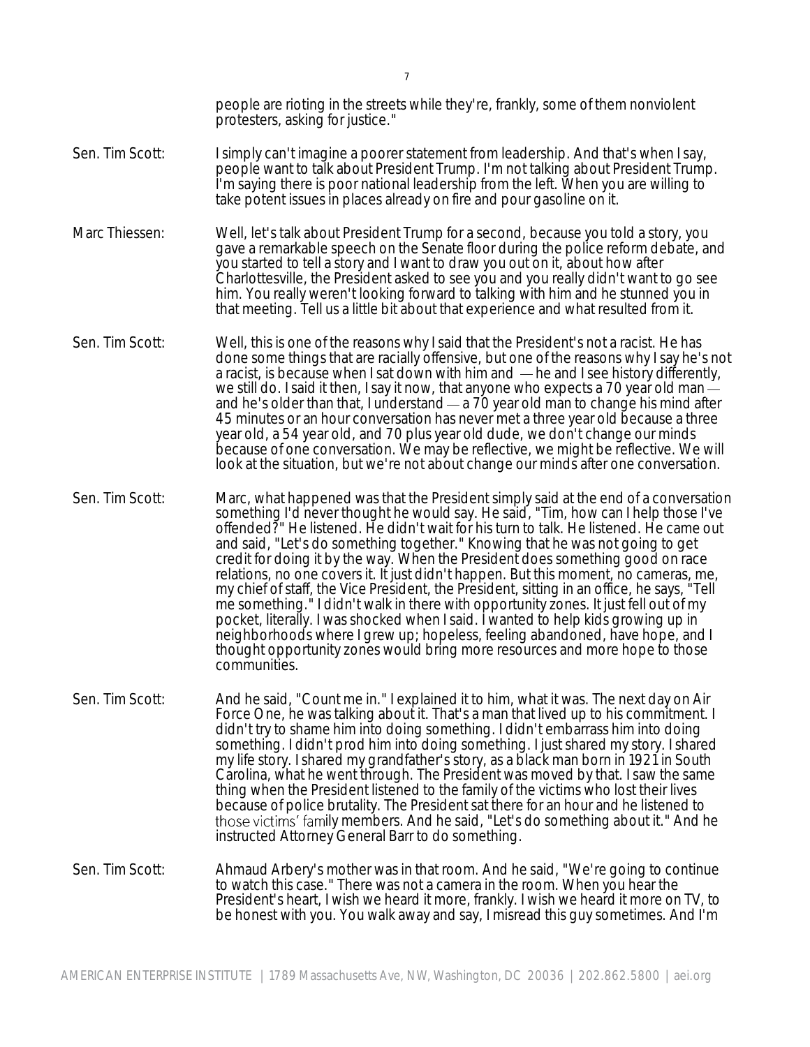people are rioting in the streets while they're, frankly, some of them nonviolent protesters, asking for justice."

Sen. Tim Scott: I simply can't imagine a poorer statement from leadership. And that's when I say, people want to talk about President Trump. I'm not talking about President Trump. I'm saying there is poor national leadership from the left. When you are willing to take potent issues in places already on fire and pour gasoline on it.

Marc Thiessen: Well, let's talk about President Trump for a second, because you told a story, you gave a remarkable speech on the Senate floor during the police reform debate, and you started to tell a story and I want to draw you out on it, about how after Charlottesville, the President asked to see you and you really didn't want to go see him. You really weren't looking forward to talking with him and he stunned you in that meeting. Tell us a little bit about that experience and what resulted from it.

Sen. Tim Scott: Well, this is one of the reasons why I said that the President's not a racist. He has done some things that are racially offensive, but one of the reasons why I say he's not a racist, is because when I sat down with him and — he and I see history differently, we still do. I said it then, I say it now, that anyone who expects a 70 year old man — and he's older than that, I understand — a 70 year old man to change his mind after 45 minutes or an hour conversation has never met a three year old because a three year old, a 54 year old, and 70 plus year old dude, we don't change our minds because of one conversation. We may be reflective, we might be reflective. We will look at the situation, but we're not about change our minds after one conversation.

Sen. Tim Scott: Marc, what happened was that the President simply said at the end of a conversation something I'd never thought he would say. He said, "Tim, how can I help those I've offended?" He listened. He didn't wait for his turn to talk. He listened. He came out and said, "Let's do something together." Knowing that he was not going to get credit for doing it by the way. When the President does something good on race relations, no one covers it. It just didn't happen. But this moment, no cameras, me, my chief of staff, the Vice President, the President, sitting in an office, he says, "Tell me something." I didn't walk in there with opportunity zones. It just fell out of my pocket, literally. I was shocked when I said. I wanted to help kids growing up in neighborhoods where I grew up; hopeless, feeling abandoned, have hope, and I thought opportunity zones would bring more resources and more hope to those communities.

Sen. Tim Scott: And he said, "Count me in." I explained it to him, what it was. The next day on Air Force One, he was talking about it. That's a man that lived up to his commitment. I didn't try to shame him into doing something. I didn't embarrass him into doing something. I didn't prod him into doing something. I just shared my story. I shared my life story. I shared my grandfather's story, as a black man born in 1921 in South Carolina, what he went through. The President was moved by that. I saw the same thing when the President listened to the family of the victims who lost their lives because of police brutality. The President sat there for an hour and he listened to those victims' family members. And he said, "Let's do something about it." And he instructed Attorney General Barr to do something.

Sen. Tim Scott: Ahmaud Arbery's mother was in that room. And he said, "We're going to continue to watch this case." There was not a camera in the room. When you hear the President's heart, I wish we heard it more, frankly. I wish we heard it more on TV, to be honest with you. You walk away and say, I misread this guy sometimes. And I'm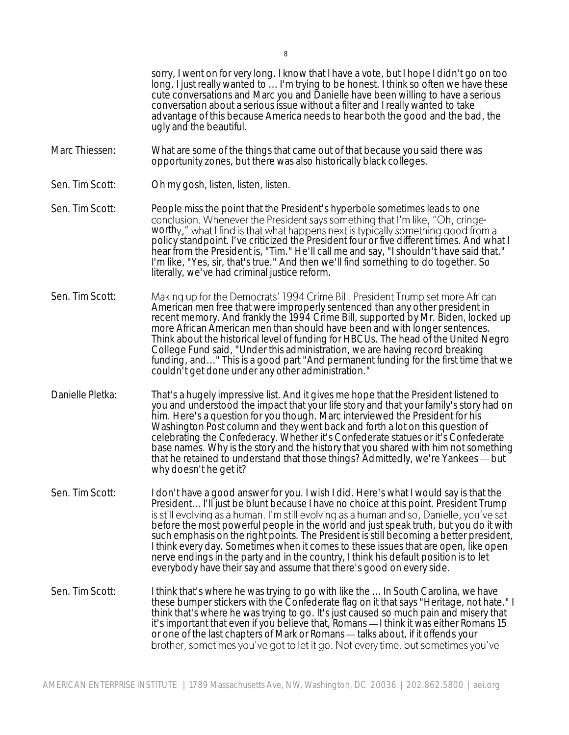sorry, I went on for very long. I know that I have a vote, but I hope I didn't go on too long. I just really wanted to … I'm trying to be honest. I think so often we have these cute conversations and Marc you and Danielle have been willing to have a serious conversation about a serious issue without a filter and I really wanted to take advantage of this because America needs to hear both the good and the bad, the ugly and the beautiful.

**Marc Thiessen:** What are some of the things that came out of that because you said there was opportunity zones, but there was also historically black colleges.

**Sen. Tim Scott:** Oh my gosh, listen, listen, listen.

**Sen. Tim Scott:** People miss the point that the President's hyperbole sometimes leads to one conclusion. Whenever the President says something that I'm like, "Oh, cringe-worthy," what I find is that what happens next is typically something good from a policy standpoint. I've criticized the President four or five different times. And what I hear from the President is, "Tim." He'll call me and say, "I shouldn't have said that." I'm like, "Yes, sir, that's true." And then we'll find something to do together. So literally, we've had criminal justice reform.

**Sen. Tim Scott:** Making up for the Democrats' 1994 Crime Bill. President Trump set more African American men free that were improperly sentenced than any other president in recent memory. And frankly the 1994 Crime Bill, supported by Mr. Biden, locked up more African American men than should have been and with longer sentences. Think about the historical level of funding for HBCUs. The head of the United Negro College Fund said, "Under this administration, we are having record breaking funding, and…" This is a good part "And permanent funding for the first time that we couldn't get done under any other administration."

**Danielle Pletka:** That's a hugely impressive list. And it gives me hope that the President listened to you and understood the impact that your life story and that your family's story had on him. Here's a question for you though. Marc interviewed the President for his Washington Post column and they went back and forth a lot on this question of celebrating the Confederacy. Whether it's Confederate statues or it's Confederate base names. Why is the story and the history that you shared with him not something that he retained to understand that those things? Admittedly, we're Yankees — but why doesn't he get it?

**Sen. Tim Scott:** I don't have a good answer for you. I wish I did. Here's what I would say is that the President… I'll just be blunt because I have no choice at this point. President Trump is still evolving as a human. I'm still evolving as a human and so, Danielle, you've sat before the most powerful people in the world and just speak truth, but you do it with such emphasis on the right points. The President is still becoming a better president, I think every day. Sometimes when it comes to these issues that are open, like open nerve endings in the party and in the country, I think his default position is to let everybody have their say and assume that there's good on every side.

**Sen. Tim Scott:** I think that's where he was trying to go with like the … In South Carolina, we have these bumper stickers with the Confederate flag on it that says "Heritage, not hate." I think that's where he was trying to go. It's just caused so much pain and misery that it's important that even if you believe that, Romans — I think it was either Romans 15 or one of the last chapters of Mark or Romans — talks about, if it offends your brother, sometimes you've got to let it go. Not every time, but sometimes you've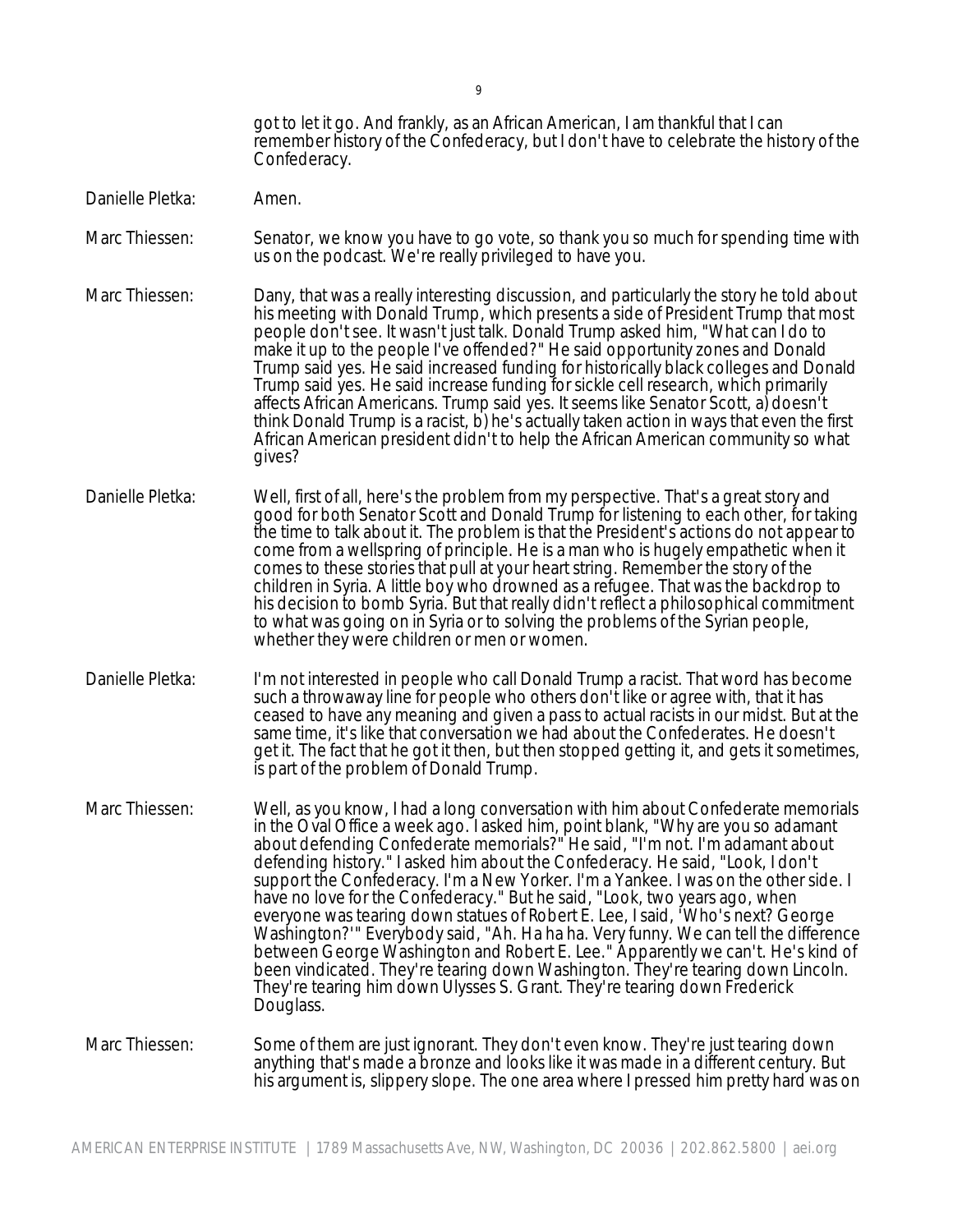got to let it go. And frankly, as an African American, I am thankful that I can remember history of the Confederacy, but I don't have to celebrate the history of the Confederacy.

Danielle Pletka: Amen.

Marc Thiessen: Senator, we know you have to go vote, so thank you so much for spending time with us on the podcast. We're really privileged to have you.

Marc Thiessen: Dany, that was a really interesting discussion, and particularly the story he told about his meeting with Donald Trump, which presents a side of President Trump that most people don't see. It wasn't just talk. Donald Trump asked him, "What can I do to make it up to the people I've offended?" He said opportunity zones and Donald Trump said yes. He said increased funding for historically black colleges and Donald Trump said yes. He said increase funding for sickle cell research, which primarily affects African Americans. Trump said yes. It seems like Senator Scott, a) doesn't think Donald Trump is a racist, b) he's actually taken action in ways that even the first African American president didn't to help the African American community so what gives?

Danielle Pletka: Well, first of all, here's the problem from my perspective. That's a great story and good for both Senator Scott and Donald Trump for listening to each other, for taking the time to talk about it. The problem is that the President's actions do not appear to come from a wellspring of principle. He is a man who is hugely empathetic when it comes to these stories that pull at your heart string. Remember the story of the children in Syria. A little boy who drowned as a refugee. That was the backdrop to his decision to bomb Syria. But that really didn't reflect a philosophical commitment to what was going on in Syria or to solving the problems of the Syrian people, whether they were children or men or women.

Danielle Pletka: I'm not interested in people who call Donald Trump a racist. That word has become such a throwaway line for people who others don't like or agree with, that it has ceased to have any meaning and given a pass to actual racists in our midst. But at the same time, it's like that conversation we had about the Confederates. He doesn't get it. The fact that he got it then, but then stopped getting it, and gets it sometimes, is part of the problem of Donald Trump.

Marc Thiessen: Well, as you know, I had a long conversation with him about Confederate memorials in the Oval Office a week ago. I asked him, point blank, "Why are you so adamant about defending Confederate memorials?" He said, "I'm not. I'm adamant about defending history." I asked him about the Confederacy. He said, "Look, I don't support the Confederacy. I'm a New Yorker. I'm a Yankee. I was on the other side. I have no love for the Confederacy." But he said, "Look, two years ago, when everyone was tearing down statues of Robert E. Lee, I said, 'Who's next? George Washington?'" Everybody said, "Ah. Ha ha ha. Very funny. We can tell the difference between George Washington and Robert E. Lee." Apparently we can't. He's kind of been vindicated. They're tearing down Washington. They're tearing down Lincoln. They're tearing him down Ulysses S. Grant. They're tearing down Frederick Douglass.

Marc Thiessen: Some of them are just ignorant. They don't even know. They're just tearing down anything that's made a bronze and looks like it was made in a different century. But his argument is, slippery slope. The one area where I pressed him pretty hard was on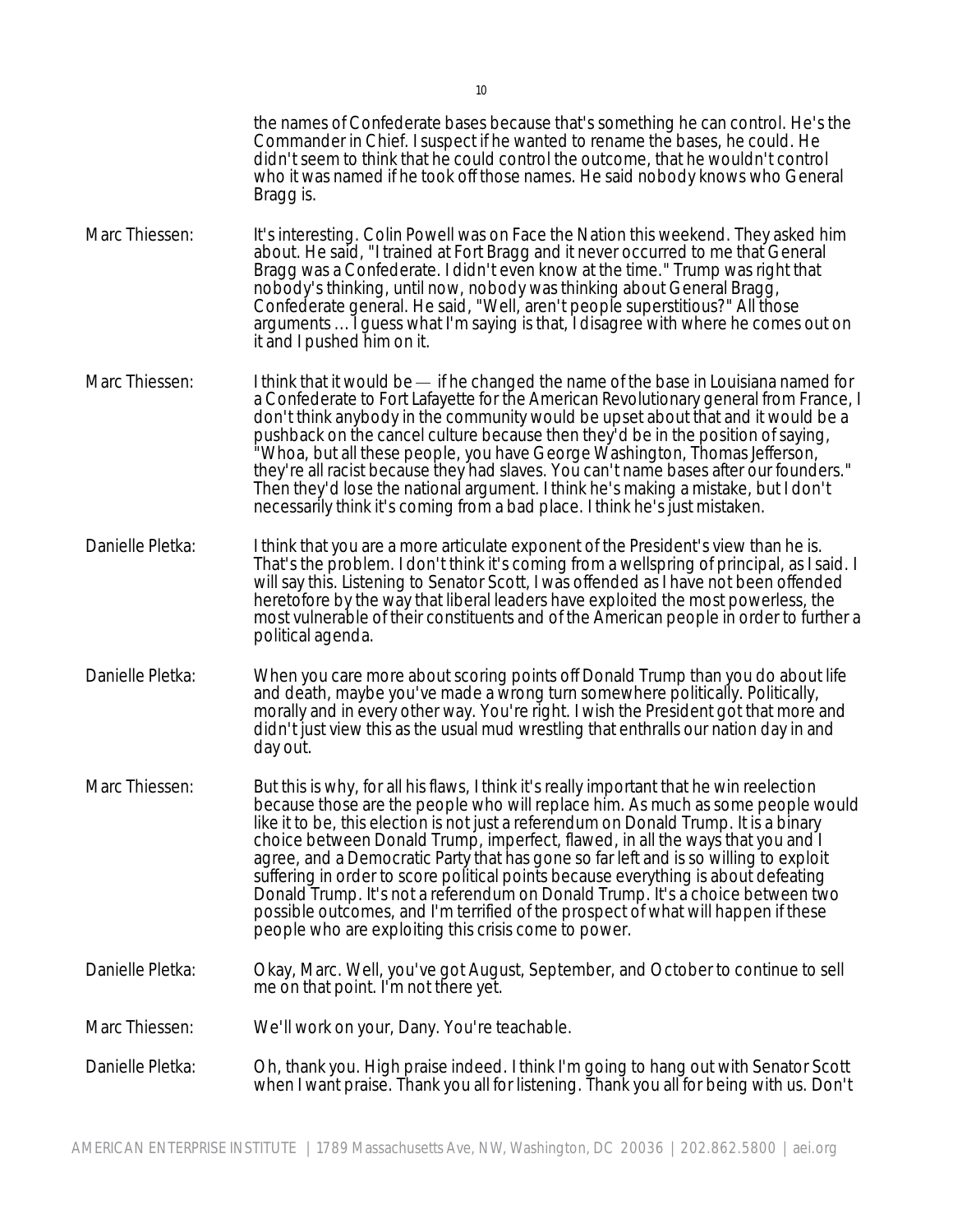the names of Confederate bases because that's something he can control. He's the Commander in Chief. I suspect if he wanted to rename the bases, he could. He didn't seem to think that he could control the outcome, that he wouldn't control who it was named if he took off those names. He said nobody knows who General Bragg is.

Marc Thiessen: It's interesting. Colin Powell was on Face the Nation this weekend. They asked him about. He said, "I trained at Fort Bragg and it never occurred to me that General Bragg was a Confederate. I didn't even know at the time." Trump was right that nobody's thinking, until now, nobody was thinking about General Bragg, Confederate general. He said, "Well, aren't people superstitious?" All those arguments … I guess what I'm saying is that, I disagree with where he comes out on it and I pushed him on it.

Marc Thiessen: I think that it would be — if he changed the name of the base in Louisiana named for a Confederate to Fort Lafayette for the American Revolutionary general from France, I don't think anybody in the community would be upset about that and it would be a pushback on the cancel culture because then they'd be in the position of saying, "Whoa, but all these people, you have George Washington, Thomas Jefferson, they're all racist because they had slaves. You can't name bases after our founders." Then they'd lose the national argument. I think he's making a mistake, but I don't necessarily think it's coming from a bad place. I think he's just mistaken.

Danielle Pletka: I think that you are a more articulate exponent of the President's view than he is. That's the problem. I don't think it's coming from a wellspring of principal, as I said. I will say this. Listening to Senator Scott, I was offended as I have not been offended heretofore by the way that liberal leaders have exploited the most powerless, the most vulnerable of their constituents and of the American people in order to further a political agenda.

Danielle Pletka: When you care more about scoring points off Donald Trump than you do about life and death, maybe you've made a wrong turn somewhere politically. Politically, morally and in every other way. You're right. I wish the President got that more and didn't just view this as the usual mud wrestling that enthralls our nation day in and day out.

Marc Thiessen: But this is why, for all his flaws, I think it's really important that he win reelection because those are the people who will replace him. As much as some people would like it to be, this election is not just a referendum on Donald Trump. It is a binary choice between Donald Trump, imperfect, flawed, in all the ways that you and I agree, and a Democratic Party that has gone so far left and is so willing to exploit suffering in order to score political points because everything is about defeating Donald Trump. It's not a referendum on Donald Trump. It's a choice between two possible outcomes, and I'm terrified of the prospect of what will happen if these people who are exploiting this crisis come to power.

Danielle Pletka: Okay, Marc. Well, you've got August, September, and October to continue to sell me on that point. I'm not there yet.

Marc Thiessen: We'll work on your, Dany. You're teachable.

Danielle Pletka: Oh, thank you. High praise indeed. I think I'm going to hang out with Senator Scott when I want praise. Thank you all for listening. Thank you all for being with us. Don't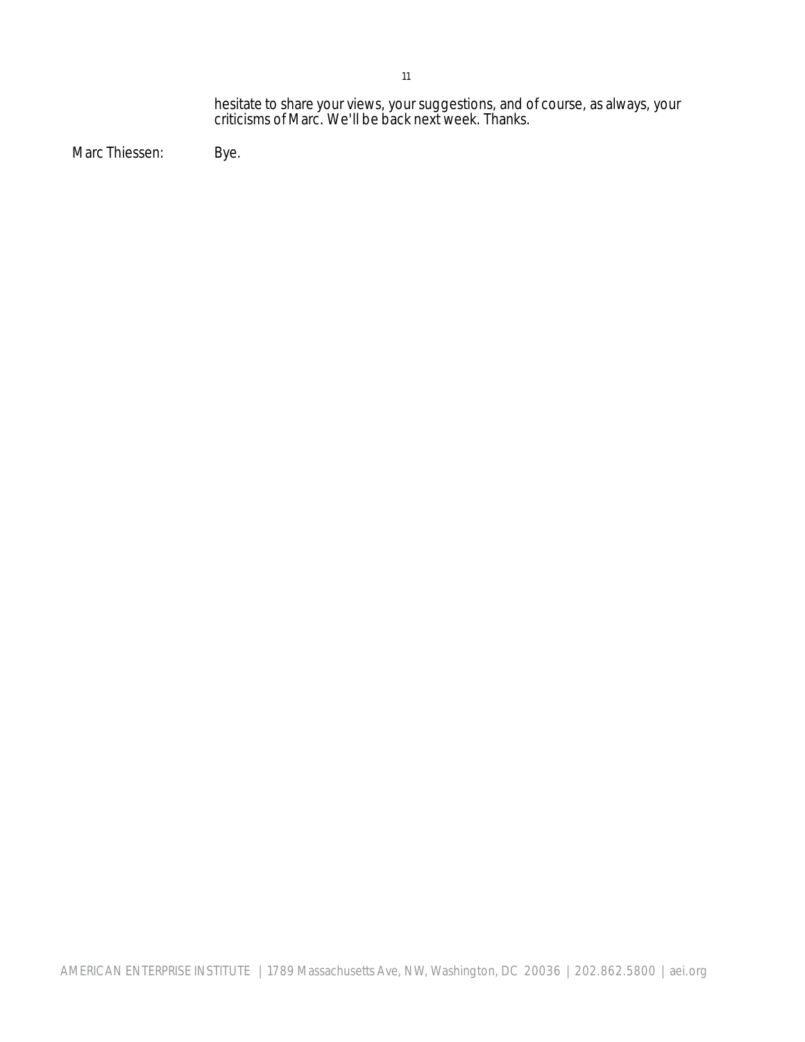hesitate to share your views, your suggestions, and of course, as always, your criticisms of Marc. We'll be back next week. Thanks.

Marc Thiessen: Bye.